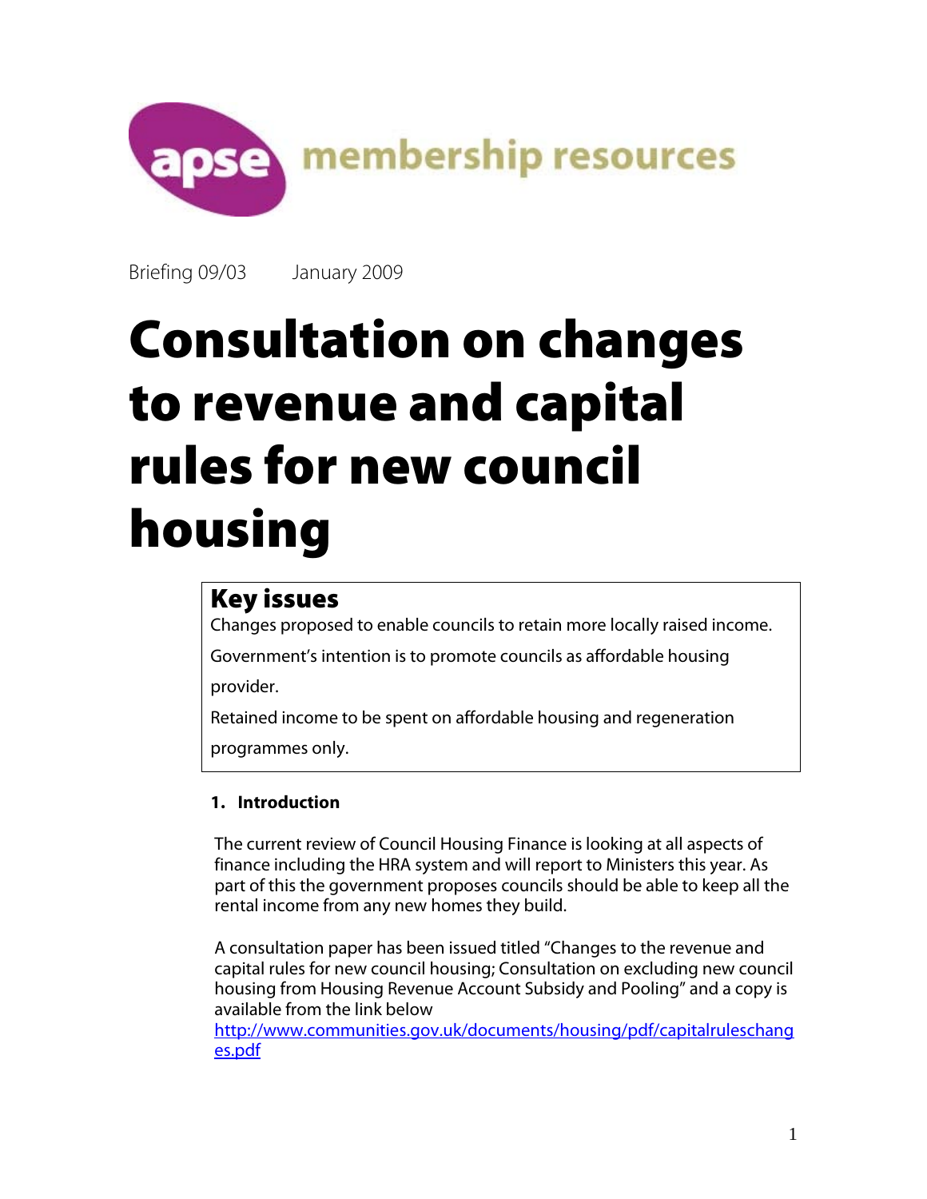apse membership resources

Briefing 09/03 January 2009

# Consultation on changes to revenue and capital rules for new council housing

## Key issues

Changes proposed to enable councils to retain more locally raised income.

Government's intention is to promote councils as affordable housing provider.

Retained income to be spent on affordable housing and regeneration programmes only.

### 1. Introduction

The current review of Council Housing Finance is looking at all aspects of finance including the HRA system and will report to Ministers this year. As part of this the government proposes councils should be able to keep all the rental income from any new homes they build.

A consultation paper has been issued titled "Changes to the revenue and capital rules for new council housing; Consultation on excluding new council housing from Housing Revenue Account Subsidy and Pooling" and a copy is available from the link below
[http://www.communities.gov.uk/documents/housing/pdf/capitalruleschanges.pdf](http://www.communities.gov.uk/documents/housing/pdf/capitalruleschanges.pdf)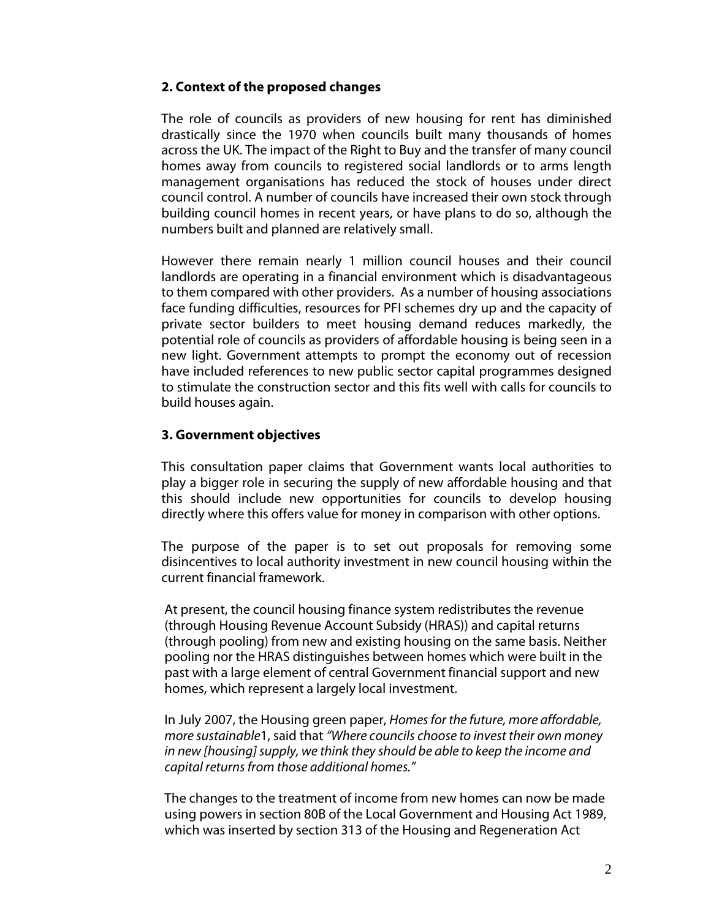## 2. Context of the proposed changes

The role of councils as providers of new housing for rent has diminished drastically since the 1970 when councils built many thousands of homes across the UK. The impact of the Right to Buy and the transfer of many council homes away from councils to registered social landlords or to arms length management organisations has reduced the stock of houses under direct council control. A number of councils have increased their own stock through building council homes in recent years, or have plans to do so, although the numbers built and planned are relatively small.

However there remain nearly 1 million council houses and their council landlords are operating in a financial environment which is disadvantageous to them compared with other providers. As a number of housing associations face funding difficulties, resources for PFI schemes dry up and the capacity of private sector builders to meet housing demand reduces markedly, the potential role of councils as providers of affordable housing is being seen in a new light. Government attempts to prompt the economy out of recession have included references to new public sector capital programmes designed to stimulate the construction sector and this fits well with calls for councils to build houses again.

## 3. Government objectives

This consultation paper claims that Government wants local authorities to play a bigger role in securing the supply of new affordable housing and that this should include new opportunities for councils to develop housing directly where this offers value for money in comparison with other options.

The purpose of the paper is to set out proposals for removing some disincentives to local authority investment in new council housing within the current financial framework.

At present, the council housing finance system redistributes the revenue (through Housing Revenue Account Subsidy (HRAS)) and capital returns (through pooling) from new and existing housing on the same basis. Neither pooling nor the HRAS distinguishes between homes which were built in the past with a large element of central Government financial support and new homes, which represent a largely local investment.

In July 2007, the Housing green paper, *Homes for the future, more affordable, more sustainable*[1], said that *"Where councils choose to invest their own money in new [housing] supply, we think they should be able to keep the income and capital returns from those additional homes."*

The changes to the treatment of income from new homes can now be made using powers in section 80B of the Local Government and Housing Act 1989, which was inserted by section 313 of the Housing and Regeneration Act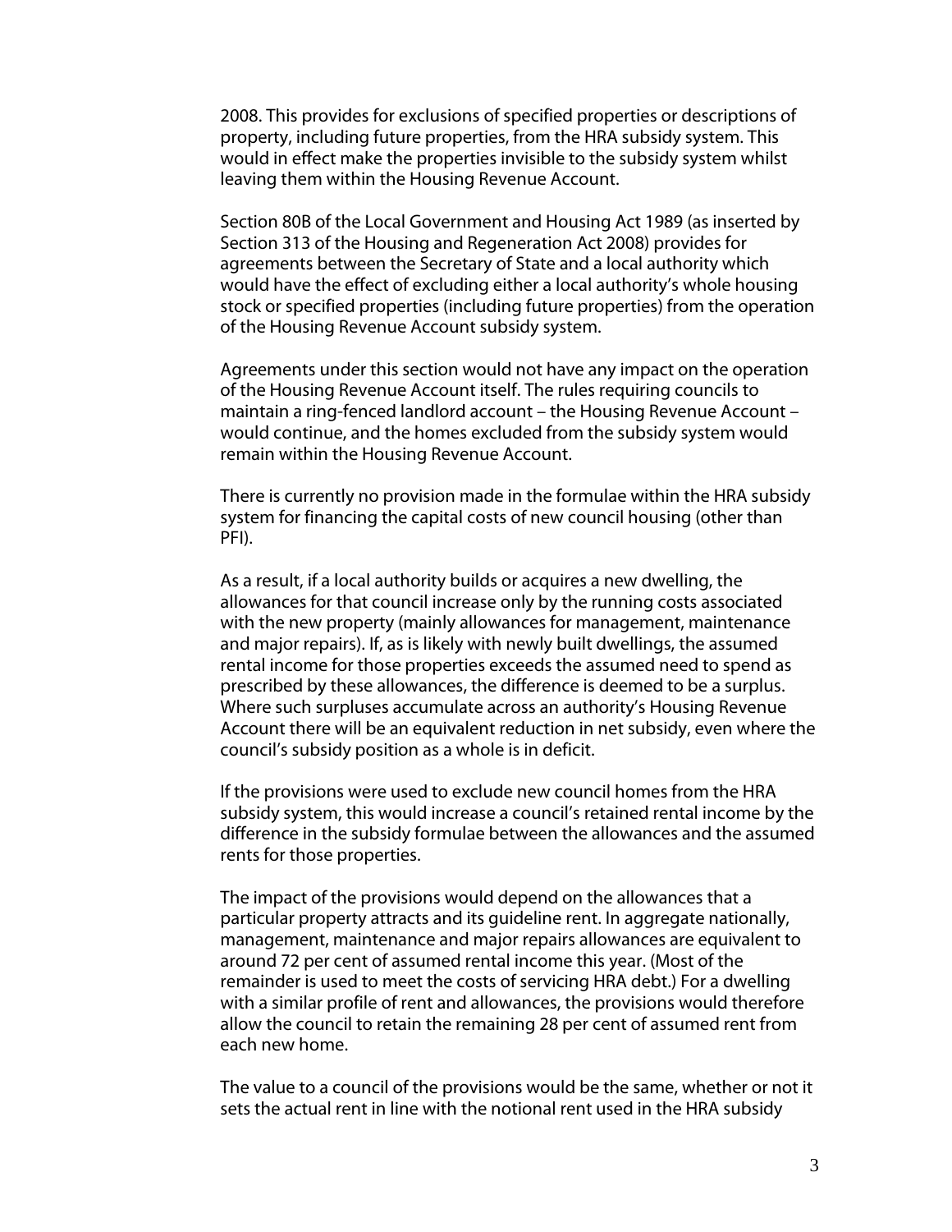2008. This provides for exclusions of specified properties or descriptions of property, including future properties, from the HRA subsidy system. This would in effect make the properties invisible to the subsidy system whilst leaving them within the Housing Revenue Account.

Section 80B of the Local Government and Housing Act 1989 (as inserted by Section 313 of the Housing and Regeneration Act 2008) provides for agreements between the Secretary of State and a local authority which would have the effect of excluding either a local authority's whole housing stock or specified properties (including future properties) from the operation of the Housing Revenue Account subsidy system.

Agreements under this section would not have any impact on the operation of the Housing Revenue Account itself. The rules requiring councils to maintain a ring-fenced landlord account – the Housing Revenue Account – would continue, and the homes excluded from the subsidy system would remain within the Housing Revenue Account.

There is currently no provision made in the formulae within the HRA subsidy system for financing the capital costs of new council housing (other than PFI).

As a result, if a local authority builds or acquires a new dwelling, the allowances for that council increase only by the running costs associated with the new property (mainly allowances for management, maintenance and major repairs). If, as is likely with newly built dwellings, the assumed rental income for those properties exceeds the assumed need to spend as prescribed by these allowances, the difference is deemed to be a surplus. Where such surpluses accumulate across an authority's Housing Revenue Account there will be an equivalent reduction in net subsidy, even where the council's subsidy position as a whole is in deficit.

If the provisions were used to exclude new council homes from the HRA subsidy system, this would increase a council's retained rental income by the difference in the subsidy formulae between the allowances and the assumed rents for those properties.

The impact of the provisions would depend on the allowances that a particular property attracts and its guideline rent. In aggregate nationally, management, maintenance and major repairs allowances are equivalent to around 72 per cent of assumed rental income this year. (Most of the remainder is used to meet the costs of servicing HRA debt.) For a dwelling with a similar profile of rent and allowances, the provisions would therefore allow the council to retain the remaining 28 per cent of assumed rent from each new home.

The value to a council of the provisions would be the same, whether or not it sets the actual rent in line with the notional rent used in the HRA subsidy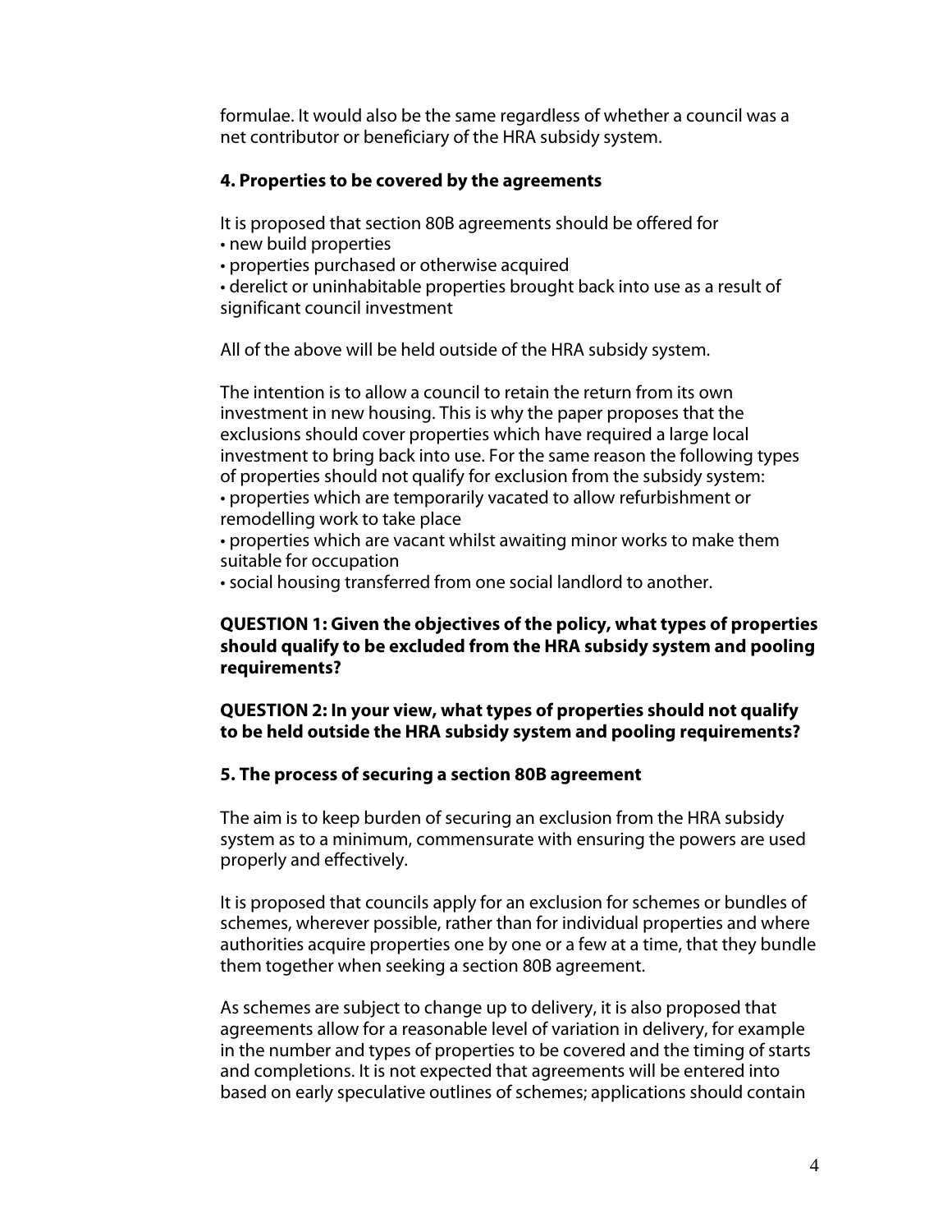formulae. It would also be the same regardless of whether a council was a net contributor or beneficiary of the HRA subsidy system.

### 4. Properties to be covered by the agreements

It is proposed that section 80B agreements should be offered for

- new build properties
- properties purchased or otherwise acquired
- derelict or uninhabitable properties brought back into use as a result of significant council investment

All of the above will be held outside of the HRA subsidy system.

The intention is to allow a council to retain the return from its own investment in new housing. This is why the paper proposes that the exclusions should cover properties which have required a large local investment to bring back into use. For the same reason the following types of properties should not qualify for exclusion from the subsidy system:

- properties which are temporarily vacated to allow refurbishment or remodelling work to take place
- properties which are vacant whilst awaiting minor works to make them suitable for occupation
- social housing transferred from one social landlord to another.

**QUESTION 1: Given the objectives of the policy, what types of properties should qualify to be excluded from the HRA subsidy system and pooling requirements?**

**QUESTION 2: In your view, what types of properties should not qualify to be held outside the HRA subsidy system and pooling requirements?**

### 5. The process of securing a section 80B agreement

The aim is to keep burden of securing an exclusion from the HRA subsidy system as to a minimum, commensurate with ensuring the powers are used properly and effectively.

It is proposed that councils apply for an exclusion for schemes or bundles of schemes, wherever possible, rather than for individual properties and where authorities acquire properties one by one or a few at a time, that they bundle them together when seeking a section 80B agreement.

As schemes are subject to change up to delivery, it is also proposed that agreements allow for a reasonable level of variation in delivery, for example in the number and types of properties to be covered and the timing of starts and completions. It is not expected that agreements will be entered into based on early speculative outlines of schemes; applications should contain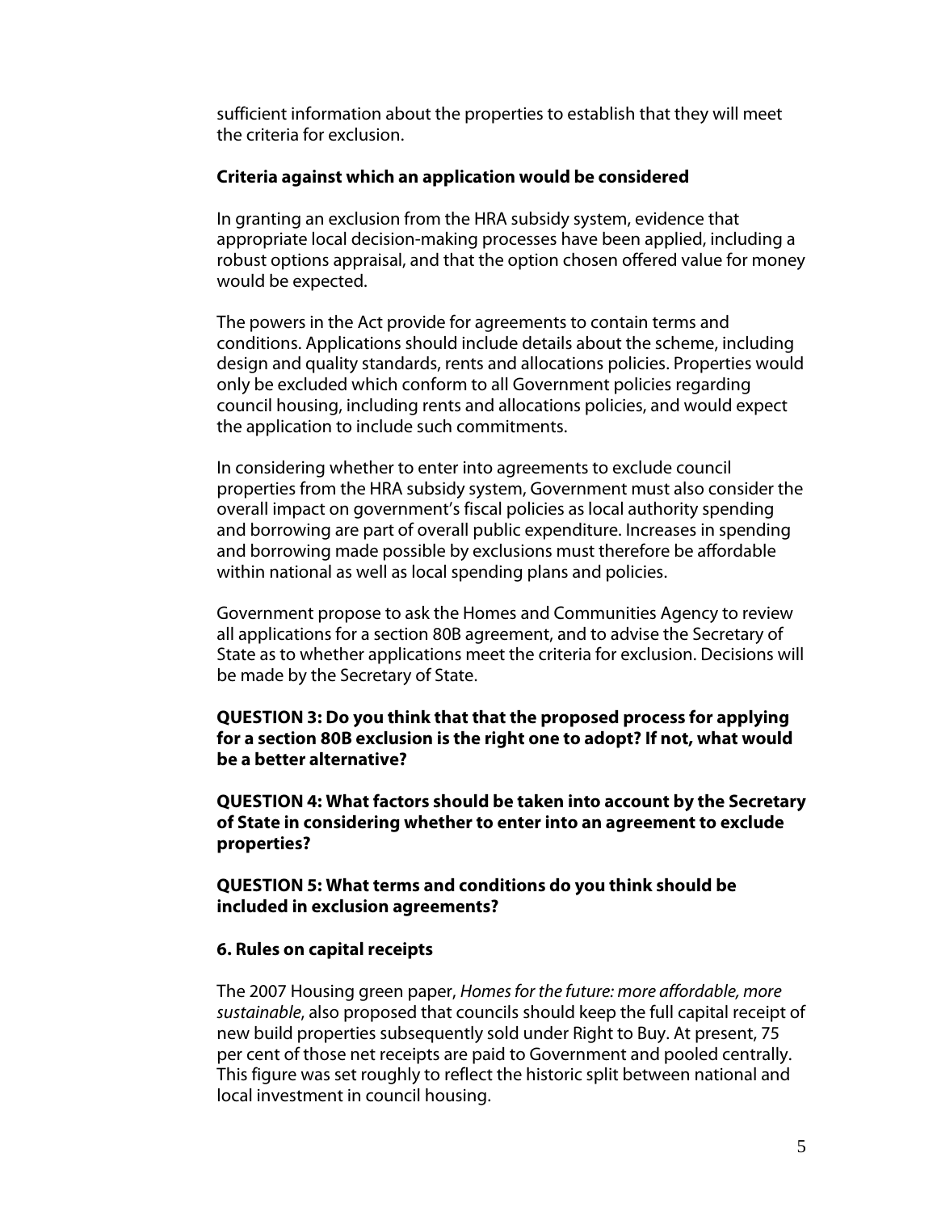sufficient information about the properties to establish that they will meet the criteria for exclusion.

**Criteria against which an application would be considered**

In granting an exclusion from the HRA subsidy system, evidence that appropriate local decision-making processes have been applied, including a robust options appraisal, and that the option chosen offered value for money would be expected.

The powers in the Act provide for agreements to contain terms and conditions. Applications should include details about the scheme, including design and quality standards, rents and allocations policies. Properties would only be excluded which conform to all Government policies regarding council housing, including rents and allocations policies, and would expect the application to include such commitments.

In considering whether to enter into agreements to exclude council properties from the HRA subsidy system, Government must also consider the overall impact on government's fiscal policies as local authority spending and borrowing are part of overall public expenditure. Increases in spending and borrowing made possible by exclusions must therefore be affordable within national as well as local spending plans and policies.

Government propose to ask the Homes and Communities Agency to review all applications for a section 80B agreement, and to advise the Secretary of State as to whether applications meet the criteria for exclusion. Decisions will be made by the Secretary of State.

**QUESTION 3: Do you think that that the proposed process for applying for a section 80B exclusion is the right one to adopt? If not, what would be a better alternative?**

**QUESTION 4: What factors should be taken into account by the Secretary of State in considering whether to enter into an agreement to exclude properties?**

**QUESTION 5: What terms and conditions do you think should be included in exclusion agreements?**

## 6. Rules on capital receipts

The 2007 Housing green paper, *Homes for the future: more affordable, more sustainable*, also proposed that councils should keep the full capital receipt of new build properties subsequently sold under Right to Buy. At present, 75 per cent of those net receipts are paid to Government and pooled centrally. This figure was set roughly to reflect the historic split between national and local investment in council housing.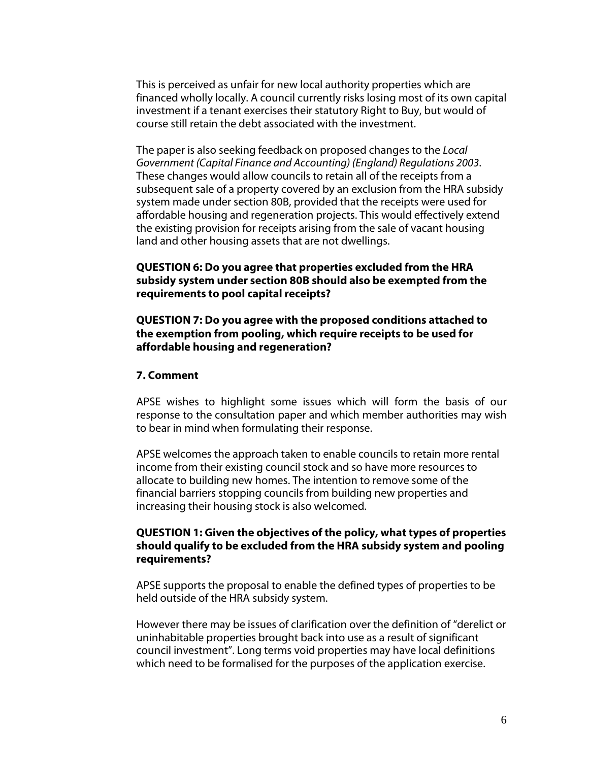This is perceived as unfair for new local authority properties which are financed wholly locally. A council currently risks losing most of its own capital investment if a tenant exercises their statutory Right to Buy, but would of course still retain the debt associated with the investment.

The paper is also seeking feedback on proposed changes to the *Local Government (Capital Finance and Accounting) (England) Regulations 2003*. These changes would allow councils to retain all of the receipts from a subsequent sale of a property covered by an exclusion from the HRA subsidy system made under section 80B, provided that the receipts were used for affordable housing and regeneration projects. This would effectively extend the existing provision for receipts arising from the sale of vacant housing land and other housing assets that are not dwellings.

**QUESTION 6: Do you agree that properties excluded from the HRA subsidy system under section 80B should also be exempted from the requirements to pool capital receipts?**

**QUESTION 7: Do you agree with the proposed conditions attached to the exemption from pooling, which require receipts to be used for affordable housing and regeneration?**

## 7. Comment

APSE wishes to highlight some issues which will form the basis of our response to the consultation paper and which member authorities may wish to bear in mind when formulating their response.

APSE welcomes the approach taken to enable councils to retain more rental income from their existing council stock and so have more resources to allocate to building new homes. The intention to remove some of the financial barriers stopping councils from building new properties and increasing their housing stock is also welcomed.

**QUESTION 1: Given the objectives of the policy, what types of properties should qualify to be excluded from the HRA subsidy system and pooling requirements?**

APSE supports the proposal to enable the defined types of properties to be held outside of the HRA subsidy system.

However there may be issues of clarification over the definition of "derelict or uninhabitable properties brought back into use as a result of significant council investment". Long terms void properties may have local definitions which need to be formalised for the purposes of the application exercise.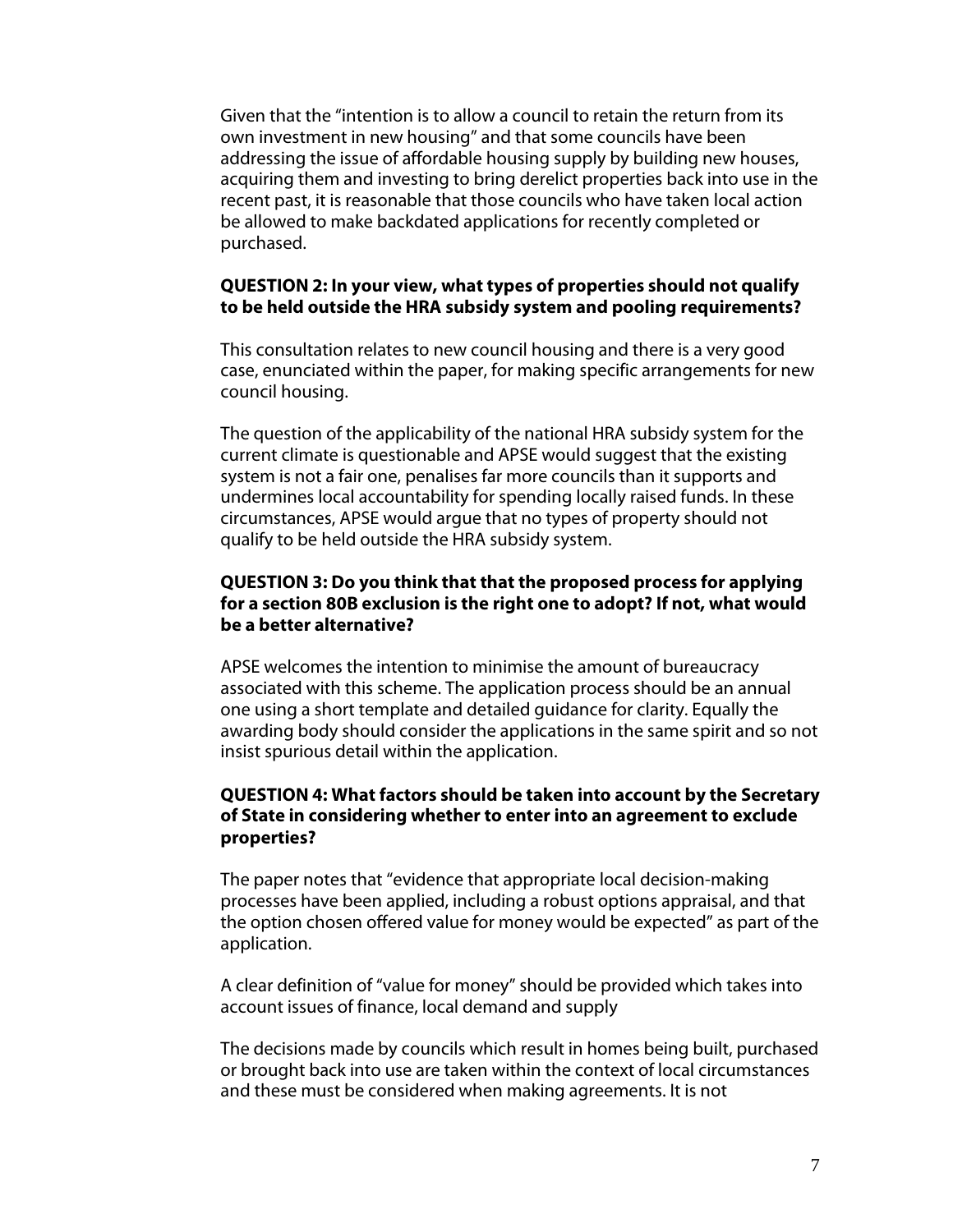Given that the "intention is to allow a council to retain the return from its own investment in new housing" and that some councils have been addressing the issue of affordable housing supply by building new houses, acquiring them and investing to bring derelict properties back into use in the recent past, it is reasonable that those councils who have taken local action be allowed to make backdated applications for recently completed or purchased.

**QUESTION 2: In your view, what types of properties should not qualify to be held outside the HRA subsidy system and pooling requirements?**

This consultation relates to new council housing and there is a very good case, enunciated within the paper, for making specific arrangements for new council housing.

The question of the applicability of the national HRA subsidy system for the current climate is questionable and APSE would suggest that the existing system is not a fair one, penalises far more councils than it supports and undermines local accountability for spending locally raised funds. In these circumstances, APSE would argue that no types of property should not qualify to be held outside the HRA subsidy system.

**QUESTION 3: Do you think that that the proposed process for applying for a section 80B exclusion is the right one to adopt? If not, what would be a better alternative?**

APSE welcomes the intention to minimise the amount of bureaucracy associated with this scheme. The application process should be an annual one using a short template and detailed guidance for clarity. Equally the awarding body should consider the applications in the same spirit and so not insist spurious detail within the application.

**QUESTION 4: What factors should be taken into account by the Secretary of State in considering whether to enter into an agreement to exclude properties?**

The paper notes that "evidence that appropriate local decision-making processes have been applied, including a robust options appraisal, and that the option chosen offered value for money would be expected" as part of the application.

A clear definition of "value for money" should be provided which takes into account issues of finance, local demand and supply

The decisions made by councils which result in homes being built, purchased or brought back into use are taken within the context of local circumstances and these must be considered when making agreements. It is not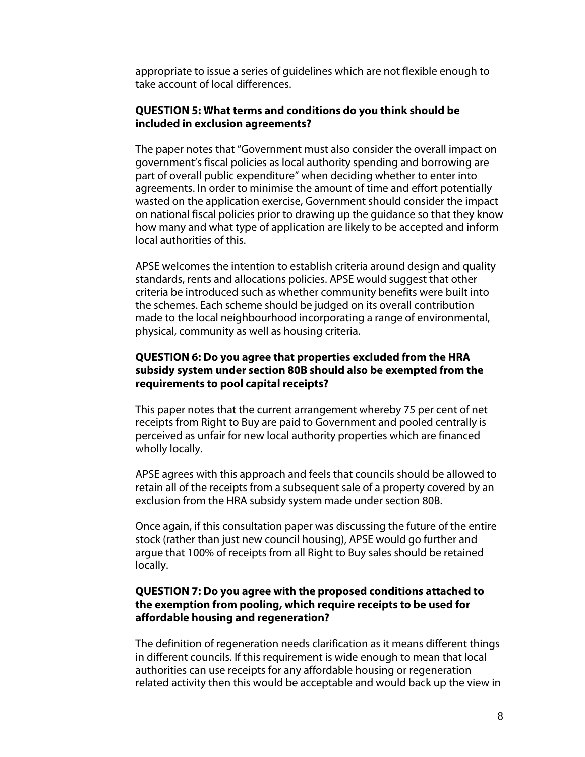appropriate to issue a series of guidelines which are not flexible enough to take account of local differences.

**QUESTION 5: What terms and conditions do you think should be included in exclusion agreements?**

The paper notes that "Government must also consider the overall impact on government's fiscal policies as local authority spending and borrowing are part of overall public expenditure" when deciding whether to enter into agreements. In order to minimise the amount of time and effort potentially wasted on the application exercise, Government should consider the impact on national fiscal policies prior to drawing up the guidance so that they know how many and what type of application are likely to be accepted and inform local authorities of this.

APSE welcomes the intention to establish criteria around design and quality standards, rents and allocations policies. APSE would suggest that other criteria be introduced such as whether community benefits were built into the schemes. Each scheme should be judged on its overall contribution made to the local neighbourhood incorporating a range of environmental, physical, community as well as housing criteria.

**QUESTION 6: Do you agree that properties excluded from the HRA subsidy system under section 80B should also be exempted from the requirements to pool capital receipts?**

This paper notes that the current arrangement whereby 75 per cent of net receipts from Right to Buy are paid to Government and pooled centrally is perceived as unfair for new local authority properties which are financed wholly locally.

APSE agrees with this approach and feels that councils should be allowed to retain all of the receipts from a subsequent sale of a property covered by an exclusion from the HRA subsidy system made under section 80B.

Once again, if this consultation paper was discussing the future of the entire stock (rather than just new council housing), APSE would go further and argue that 100% of receipts from all Right to Buy sales should be retained locally.

**QUESTION 7: Do you agree with the proposed conditions attached to the exemption from pooling, which require receipts to be used for affordable housing and regeneration?**

The definition of regeneration needs clarification as it means different things in different councils. If this requirement is wide enough to mean that local authorities can use receipts for any affordable housing or regeneration related activity then this would be acceptable and would back up the view in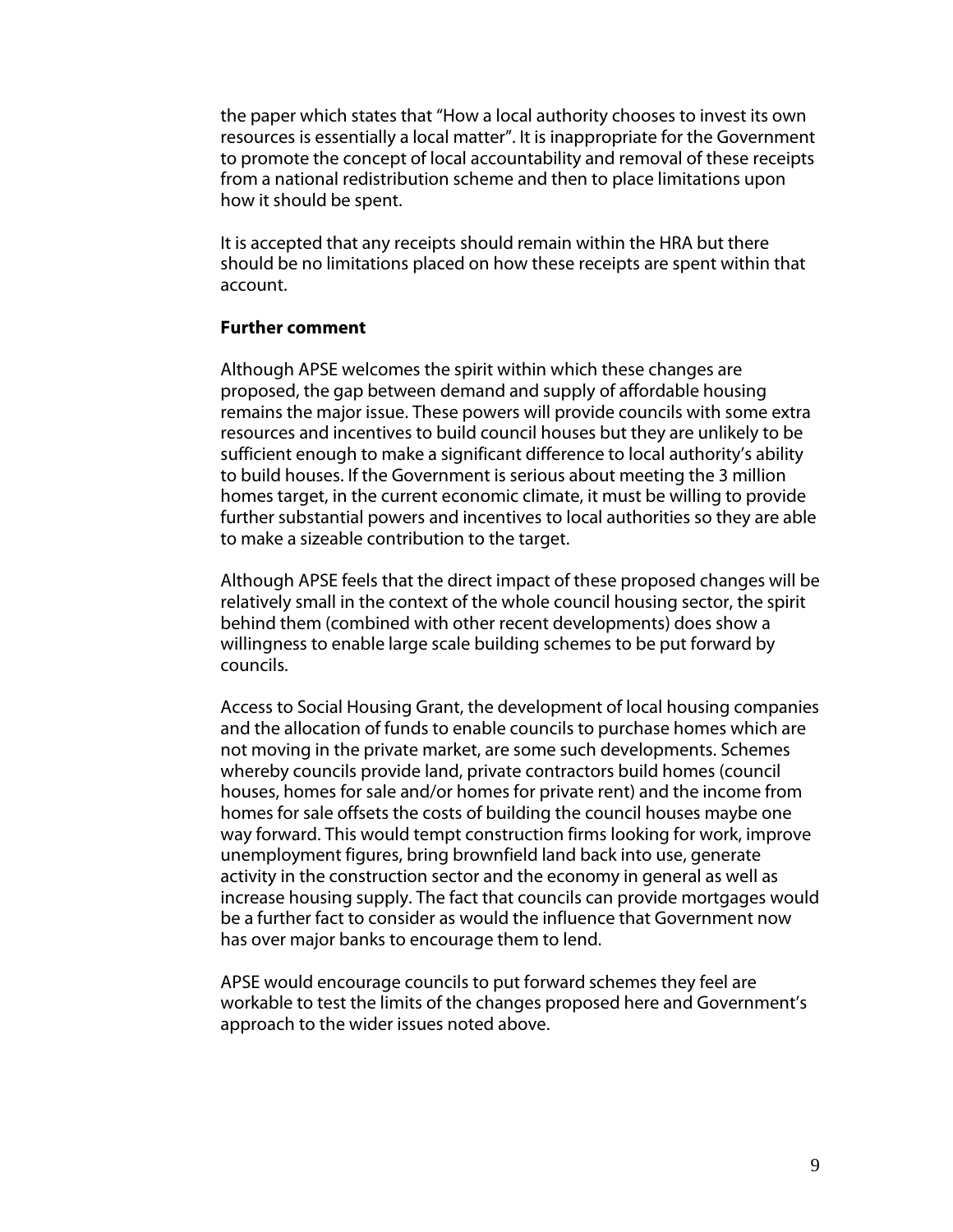the paper which states that "How a local authority chooses to invest its own resources is essentially a local matter". It is inappropriate for the Government to promote the concept of local accountability and removal of these receipts from a national redistribution scheme and then to place limitations upon how it should be spent.

It is accepted that any receipts should remain within the HRA but there should be no limitations placed on how these receipts are spent within that account.

**Further comment**

Although APSE welcomes the spirit within which these changes are proposed, the gap between demand and supply of affordable housing remains the major issue. These powers will provide councils with some extra resources and incentives to build council houses but they are unlikely to be sufficient enough to make a significant difference to local authority's ability to build houses. If the Government is serious about meeting the 3 million homes target, in the current economic climate, it must be willing to provide further substantial powers and incentives to local authorities so they are able to make a sizeable contribution to the target.

Although APSE feels that the direct impact of these proposed changes will be relatively small in the context of the whole council housing sector, the spirit behind them (combined with other recent developments) does show a willingness to enable large scale building schemes to be put forward by councils.

Access to Social Housing Grant, the development of local housing companies and the allocation of funds to enable councils to purchase homes which are not moving in the private market, are some such developments. Schemes whereby councils provide land, private contractors build homes (council houses, homes for sale and/or homes for private rent) and the income from homes for sale offsets the costs of building the council houses maybe one way forward. This would tempt construction firms looking for work, improve unemployment figures, bring brownfield land back into use, generate activity in the construction sector and the economy in general as well as increase housing supply. The fact that councils can provide mortgages would be a further fact to consider as would the influence that Government now has over major banks to encourage them to lend.

APSE would encourage councils to put forward schemes they feel are workable to test the limits of the changes proposed here and Government's approach to the wider issues noted above.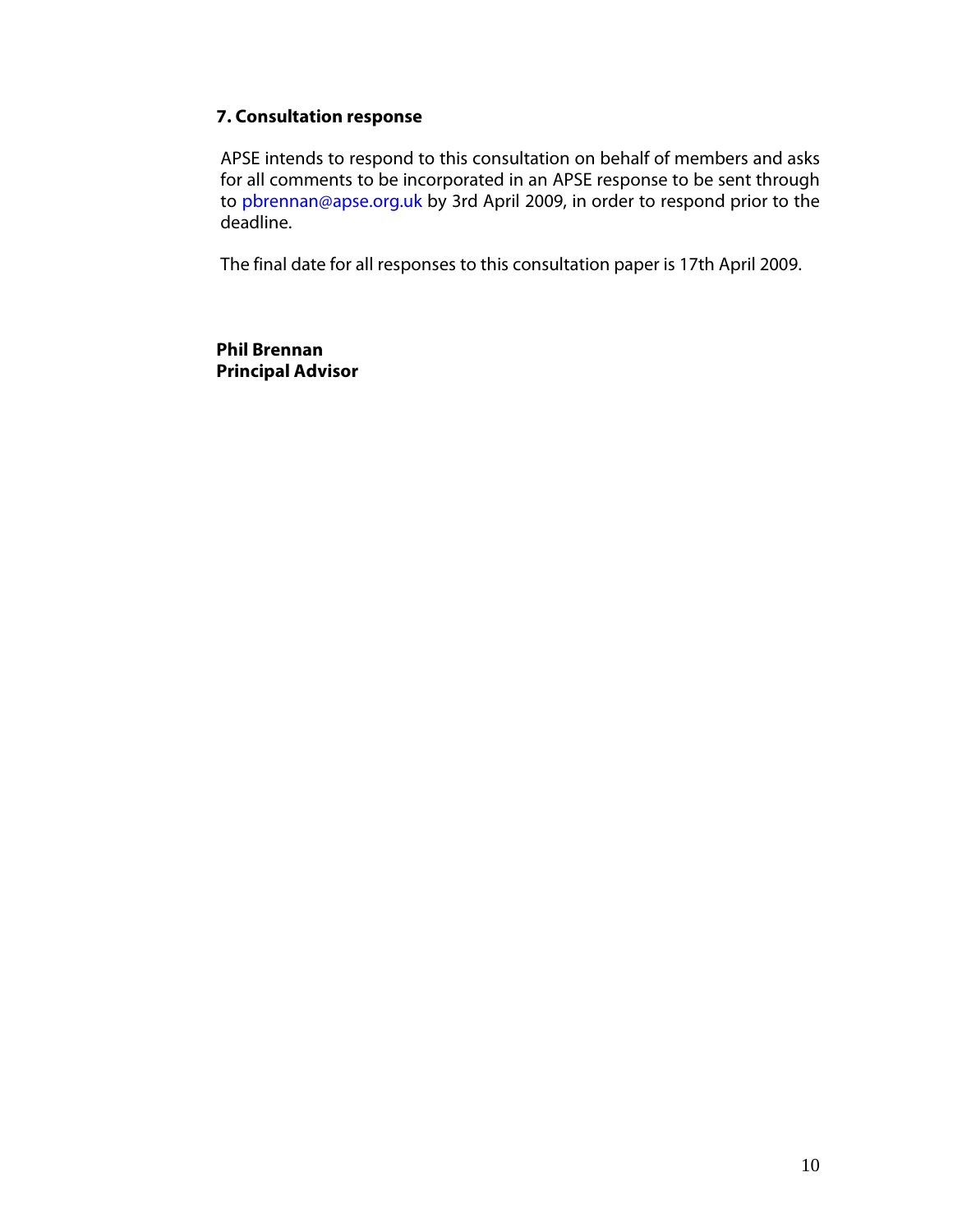### 7. Consultation response

APSE intends to respond to this consultation on behalf of members and asks for all comments to be incorporated in an APSE response to be sent through to pbrennan@apse.org.uk by 3rd April 2009, in order to respond prior to the deadline.

The final date for all responses to this consultation paper is 17th April 2009.

**Phil Brennan**  
**Principal Advisor**